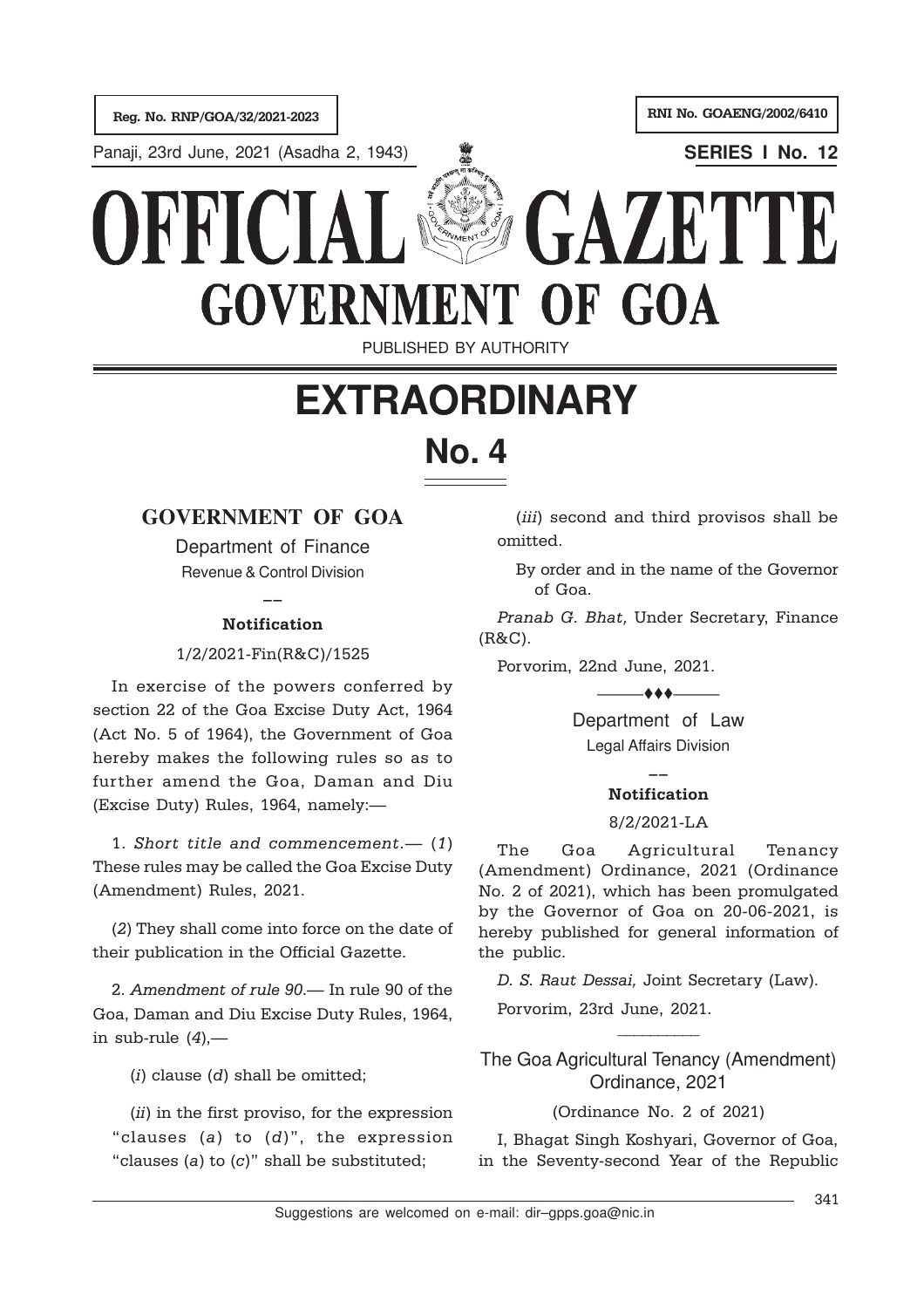Reg. No. RNP/GOA/32/2021-2023

RNI No. GOAENG/2002/6410

Panaji, 23rd June, 2021 (Asadha 2, 1943)

**SERIES I No. 12**

# OFFICIAL GAZETTE
# GOVERNMENT OF GOA

PUBLISHED BY AUTHORITY

# EXTRAORDINARY
# No. 4

## GOVERNMENT OF GOA

Department of Finance

Revenue & Control Division

**Notification**

1/2/2021-Fin(R&C)/1525

In exercise of the powers conferred by section 22 of the Goa Excise Duty Act, 1964 (Act No. 5 of 1964), the Government of Goa hereby makes the following rules so as to further amend the Goa, Daman and Diu (Excise Duty) Rules, 1964, namely:—

1. *Short title and commencement.*— (*1*) These rules may be called the Goa Excise Duty (Amendment) Rules, 2021.

(*2*) They shall come into force on the date of their publication in the Official Gazette.

2. *Amendment of rule 90.*— In rule 90 of the Goa, Daman and Diu Excise Duty Rules, 1964, in sub-rule (*4*),—

(*i*) clause (*d*) shall be omitted;

(*ii*) in the first proviso, for the expression "clauses (*a*) to (*d*)", the expression "clauses (*a*) to (*c*)" shall be substituted;

(*iii*) second and third provisos shall be omitted.

By order and in the name of the Governor of Goa.

*Pranab G. Bhat,* Under Secretary, Finance (R&C).

Porvorim, 22nd June, 2021.

♦♦♦

Department of Law

Legal Affairs Division

**Notification**

8/2/2021-LA

The Goa Agricultural Tenancy (Amendment) Ordinance, 2021 (Ordinance No. 2 of 2021), which has been promulgated by the Governor of Goa on 20-06-2021, is hereby published for general information of the public.

*D. S. Raut Dessai,* Joint Secretary (Law).

Porvorim, 23rd June, 2021.

The Goa Agricultural Tenancy (Amendment) Ordinance, 2021

(Ordinance No. 2 of 2021)

I, Bhagat Singh Koshyari, Governor of Goa, in the Seventy-second Year of the Republic

Suggestions are welcomed on e-mail: dir–gpps.goa@nic.in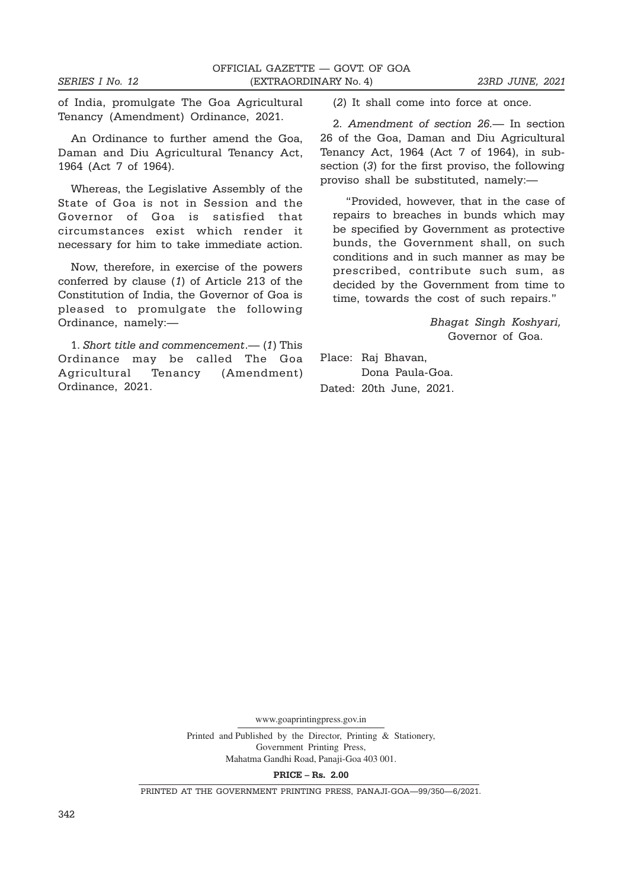of India, promulgate The Goa Agricultural Tenancy (Amendment) Ordinance, 2021.

An Ordinance to further amend the Goa, Daman and Diu Agricultural Tenancy Act, 1964 (Act 7 of 1964).

Whereas, the Legislative Assembly of the State of Goa is not in Session and the Governor of Goa is satisfied that circumstances exist which render it necessary for him to take immediate action.

Now, therefore, in exercise of the powers conferred by clause (*1*) of Article 213 of the Constitution of India, the Governor of Goa is pleased to promulgate the following Ordinance, namely:—

1. *Short title and commencement*.— (*1*) This Ordinance may be called The Goa Agricultural Tenancy (Amendment) Ordinance, 2021.

(*2*) It shall come into force at once.

2. *Amendment of section 26*.— In section 26 of the Goa, Daman and Diu Agricultural Tenancy Act, 1964 (Act 7 of 1964), in sub-section (*3*) for the first proviso, the following proviso shall be substituted, namely:—

"Provided, however, that in the case of repairs to breaches in bunds which may be specified by Government as protective bunds, the Government shall, on such conditions and in such manner as may be prescribed, contribute such sum, as decided by the Government from time to time, towards the cost of such repairs."

*Bhagat Singh Koshyari,*
Governor of Goa.

Place: Raj Bhavan,
Dona Paula-Goa.

Dated: 20th June, 2021.

www.goaprintingpress.gov.in

Printed and Published by the Director, Printing & Stationery,
Government Printing Press,
Mahatma Gandhi Road, Panaji-Goa 403 001.

**PRICE – Rs. 2.00**

PRINTED AT THE GOVERNMENT PRINTING PRESS, PANAJI-GOA—99/350—6/2021.